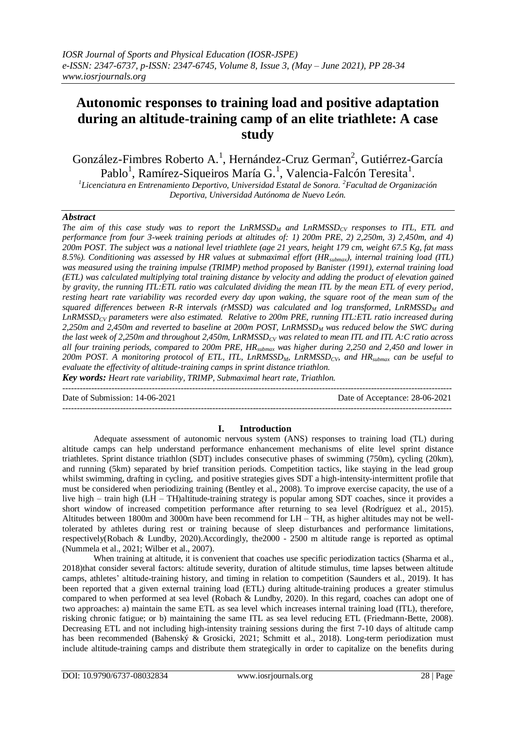# Autonomic responses to training load and positive adaptation during an altitude-training camp of an elite triathlete: A case study

González-Fimbres Roberto A.[1], Hernández-Cruz German[2], Gutiérrez-García Pablo[1], Ramírez-Siqueiros María G.[1], Valencia-Falcón Teresita[1].

[1]Licenciatura en Entrenamiento Deportivo, Universidad Estatal de Sonora. [2]Facultad de Organización Deportiva, Universidad Autónoma de Nuevo León.

## Abstract

*The aim of this case study was to report the $LnRMSSD_M$ and $LnRMSSD_{CV}$ responses to ITL, ETL and performance from four 3-week training periods at altitudes of: 1) 200m PRE, 2) 2,250m, 3) 2,450m, and 4) 200m POST. The subject was a national level triathlete (age 21 years, height 179 cm, weight 67.5 Kg, fat mass 8.5%). Conditioning was assessed by HR values at submaximal effort ($HR_{submax}$), internal training load (ITL) was measured using the training impulse (TRIMP) method proposed by Banister (1991), external training load (ETL) was calculated multiplying total training distance by velocity and adding the product of elevation gained by gravity, the running ITL:ETL ratio was calculated dividing the mean ITL by the mean ETL of every period, resting heart rate variability was recorded every day upon waking, the square root of the mean sum of the squared differences between R-R intervals (rMSSD) was calculated and log transformed, $LnRMSSD_M$ and $LnRMSSD_{CV}$ parameters were also estimated. Relative to 200m PRE, running ITL:ETL ratio increased during 2,250m and 2,450m and reverted to baseline at 200m POST, $LnRMSSD_M$ was reduced below the SWC during the last week of 2,250m and throughout 2,450m, $LnRMSSD_{CV}$ was related to mean ITL and ITL A:C ratio across all four training periods, compared to 200m PRE, $HR_{submax}$ was higher during 2,250 and 2,450 and lower in 200m POST. A monitoring protocol of ETL, ITL, $LnRMSSD_M$, $LnRMSSD_{CV}$, and $HR_{submax}$ can be useful to evaluate the effectivity of altitude-training camps in sprint distance triathlon.*

***Key words:** Heart rate variability, TRIMP, Submaximal heart rate, Triathlon.*

Date of Submission: 14-06-2021 | Date of Acceptance: 28-06-2021

## I. Introduction

Adequate assessment of autonomic nervous system (ANS) responses to training load (TL) during altitude camps can help understand performance enhancement mechanisms of elite level sprint distance triathletes. Sprint distance triathlon (SDT) includes consecutive phases of swimming (750m), cycling (20km), and running (5km) separated by brief transition periods. Competition tactics, like staying in the lead group whilst swimming, drafting in cycling, and positive strategies gives SDT a high-intensity-intermittent profile that must be considered when periodizing training (Bentley et al., 2008). To improve exercise capacity, the use of a live high – train high (LH – TH)altitude-training strategy is popular among SDT coaches, since it provides a short window of increased competition performance after returning to sea level (Rodríguez et al., 2015). Altitudes between 1800m and 3000m have been recommend for LH – TH, as higher altitudes may not be well-tolerated by athletes during rest or training because of sleep disturbances and performance limitations, respectively(Robach & Lundby, 2020).Accordingly, the2000 - 2500 m altitude range is reported as optimal (Nummela et al., 2021; Wilber et al., 2007).

When training at altitude, it is convenient that coaches use specific periodization tactics (Sharma et al., 2018)that consider several factors: altitude severity, duration of altitude stimulus, time lapses between altitude camps, athletes' altitude-training history, and timing in relation to competition (Saunders et al., 2019). It has been reported that a given external training load (ETL) during altitude-training produces a greater stimulus compared to when performed at sea level (Robach & Lundby, 2020). In this regard, coaches can adopt one of two approaches: a) maintain the same ETL as sea level which increases internal training load (ITL), therefore, risking chronic fatigue; or b) maintaining the same ITL as sea level reducing ETL (Friedmann-Bette, 2008). Decreasing ETL and not including high-intensity training sessions during the first 7-10 days of altitude camp has been recommended (Bahenský & Grosicki, 2021; Schmitt et al., 2018). Long-term periodization must include altitude-training camps and distribute them strategically in order to capitalize on the benefits during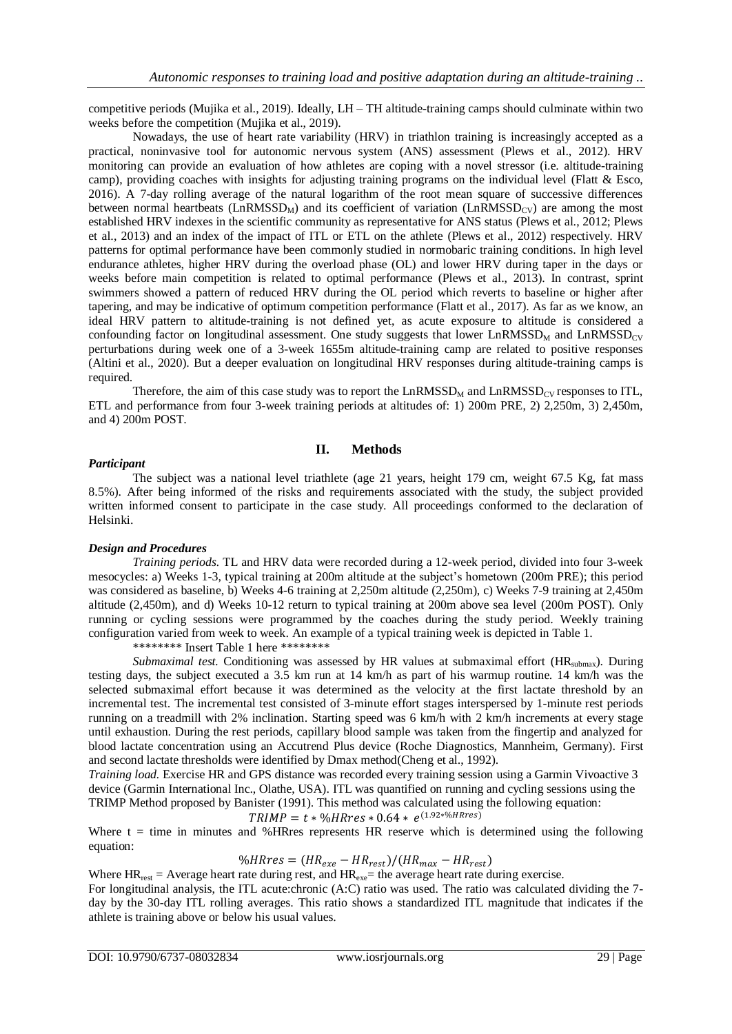competitive periods (Mujika et al., 2019). Ideally, LH – TH altitude-training camps should culminate within two weeks before the competition (Mujika et al., 2019).

Nowadays, the use of heart rate variability (HRV) in triathlon training is increasingly accepted as a practical, noninvasive tool for autonomic nervous system (ANS) assessment (Plews et al., 2012). HRV monitoring can provide an evaluation of how athletes are coping with a novel stressor (i.e. altitude-training camp), providing coaches with insights for adjusting training programs on the individual level (Flatt & Esco, 2016). A 7-day rolling average of the natural logarithm of the root mean square of successive differences between normal heartbeats ($LnRMSSD_M$) and its coefficient of variation ($LnRMSSD_{CV}$) are among the most established HRV indexes in the scientific community as representative for ANS status (Plews et al., 2012; Plews et al., 2013) and an index of the impact of ITL or ETL on the athlete (Plews et al., 2012) respectively. HRV patterns for optimal performance have been commonly studied in normobaric training conditions. In high level endurance athletes, higher HRV during the overload phase (OL) and lower HRV during taper in the days or weeks before main competition is related to optimal performance (Plews et al., 2013). In contrast, sprint swimmers showed a pattern of reduced HRV during the OL period which reverts to baseline or higher after tapering, and may be indicative of optimum competition performance (Flatt et al., 2017). As far as we know, an ideal HRV pattern to altitude-training is not defined yet, as acute exposure to altitude is considered a confounding factor on longitudinal assessment. One study suggests that lower $LnRMSSD_M$ and $LnRMSSD_{CV}$ perturbations during week one of a 3-week 1655m altitude-training camp are related to positive responses (Altini et al., 2020). But a deeper evaluation on longitudinal HRV responses during altitude-training camps is required.

Therefore, the aim of this case study was to report the $LnRMSSD_M$ and $LnRMSSD_{CV}$ responses to ITL, ETL and performance from four 3-week training periods at altitudes of: 1) 200m PRE, 2) 2,250m, 3) 2,450m, and 4) 200m POST.

## II. Methods

### *Participant*

The subject was a national level triathlete (age 21 years, height 179 cm, weight 67.5 Kg, fat mass 8.5%). After being informed of the risks and requirements associated with the study, the subject provided written informed consent to participate in the case study. All proceedings conformed to the declaration of Helsinki.

### *Design and Procedures*

*Training periods.* TL and HRV data were recorded during a 12-week period, divided into four 3-week mesocycles: a) Weeks 1-3, typical training at 200m altitude at the subject's hometown (200m PRE); this period was considered as baseline, b) Weeks 4-6 training at 2,250m altitude (2,250m), c) Weeks 7-9 training at 2,450m altitude (2,450m), and d) Weeks 10-12 return to typical training at 200m above sea level (200m POST). Only running or cycling sessions were programmed by the coaches during the study period. Weekly training configuration varied from week to week. An example of a typical training week is depicted in Table 1.

******** Insert Table 1 here ********

*Submaximal test.* Conditioning was assessed by HR values at submaximal effort ($HR_{submax}$). During testing days, the subject executed a 3.5 km run at 14 km/h as part of his warmup routine. 14 km/h was the selected submaximal effort because it was determined as the velocity at the first lactate threshold by an incremental test. The incremental test consisted of 3-minute effort stages interspersed by 1-minute rest periods running on a treadmill with 2% inclination. Starting speed was 6 km/h with 2 km/h increments at every stage until exhaustion. During the rest periods, capillary blood sample was taken from the fingertip and analyzed for blood lactate concentration using an Accutrend Plus device (Roche Diagnostics, Mannheim, Germany). First and second lactate thresholds were identified by Dmax method(Cheng et al., 1992).

*Training load.* Exercise HR and GPS distance was recorded every training session using a Garmin Vivoactive 3 device (Garmin International Inc., Olathe, USA). ITL was quantified on running and cycling sessions using the TRIMP Method proposed by Banister (1991). This method was calculated using the following equation:

$$TRIMP = t * \%HRres * 0.64 * e^{(1.92 * \%HRres)}$$

Where t = time in minutes and %HRres represents HR reserve which is determined using the following equation:

$$\%HRres = (HR_{exe} - HR_{rest})/(HR_{max} - HR_{rest})$$

Where $HR_{rest}$ = Average heart rate during rest, and $HR_{exe}$= the average heart rate during exercise.

For longitudinal analysis, the ITL acute:chronic (A:C) ratio was used. The ratio was calculated dividing the 7-day by the 30-day ITL rolling averages. This ratio shows a standardized ITL magnitude that indicates if the athlete is training above or below his usual values.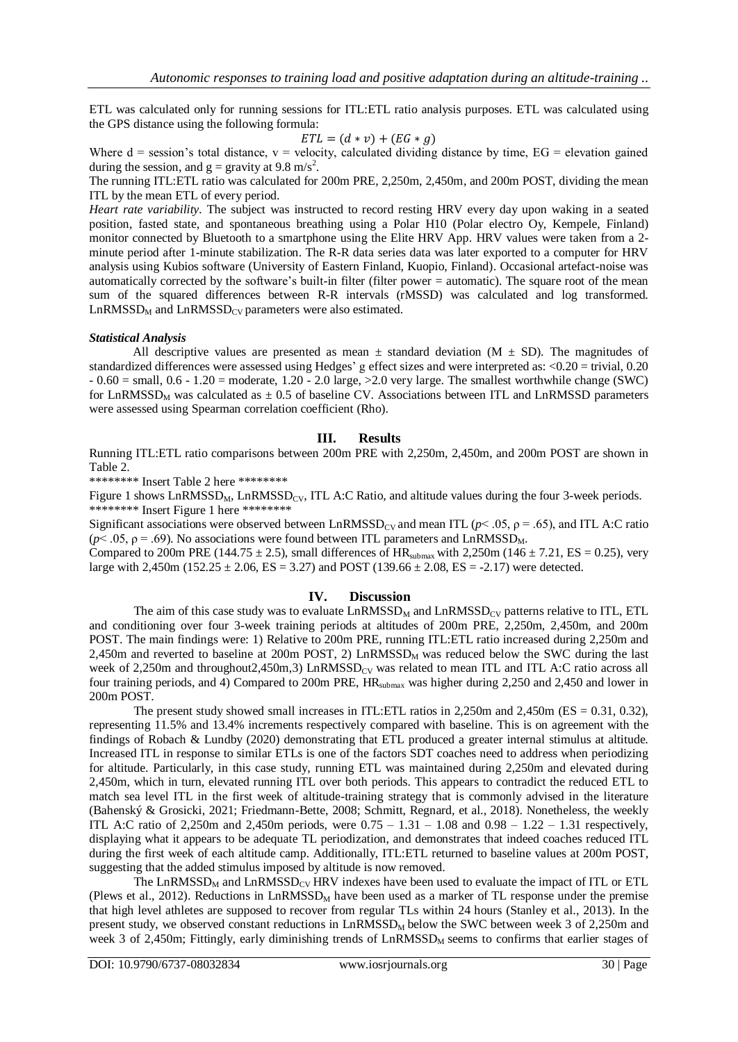ETL was calculated only for running sessions for ITL:ETL ratio analysis purposes. ETL was calculated using the GPS distance using the following formula:

$$ETL = (d * v) + (EG * g)$$

Where d = session's total distance, v = velocity, calculated dividing distance by time, EG = elevation gained during the session, and g = gravity at 9.8 m/s$^2$.

The running ITL:ETL ratio was calculated for 200m PRE, 2,250m, 2,450m, and 200m POST, dividing the mean ITL by the mean ETL of every period.

*Heart rate variability.* The subject was instructed to record resting HRV every day upon waking in a seated position, fasted state, and spontaneous breathing using a Polar H10 (Polar electro Oy, Kempele, Finland) monitor connected by Bluetooth to a smartphone using the Elite HRV App. HRV values were taken from a 2-minute period after 1-minute stabilization. The R-R data series data was later exported to a computer for HRV analysis using Kubios software (University of Eastern Finland, Kuopio, Finland). Occasional artefact-noise was automatically corrected by the software's built-in filter (filter power = automatic). The square root of the mean sum of the squared differences between R-R intervals (rMSSD) was calculated and log transformed. $LnRMSSD_M$ and $LnRMSSD_{CV}$ parameters were also estimated.

### *Statistical Analysis*

All descriptive values are presented as mean ± standard deviation (M ± SD). The magnitudes of standardized differences were assessed using Hedges' g effect sizes and were interpreted as: <0.20 = trivial, 0.20 - 0.60 = small, 0.6 - 1.20 = moderate, 1.20 - 2.0 large, >2.0 very large. The smallest worthwhile change (SWC) for $LnRMSSD_M$ was calculated as ± 0.5 of baseline CV. Associations between ITL and LnRMSSD parameters were assessed using Spearman correlation coefficient (Rho).

## III. Results

Running ITL:ETL ratio comparisons between 200m PRE with 2,250m, 2,450m, and 200m POST are shown in Table 2.

******** Insert Table 2 here ********

Figure 1 shows $LnRMSSD_M$, $LnRMSSD_{CV}$, ITL A:C Ratio, and altitude values during the four 3-week periods.

******** Insert Figure 1 here ********

Significant associations were observed between $LnRMSSD_{CV}$ and mean ITL ($p< .05$, $\rho = .65$), and ITL A:C ratio ($p< .05$, $\rho = .69$). No associations were found between ITL parameters and $LnRMSSD_M$.

Compared to 200m PRE (144.75 ± 2.5), small differences of $HR_{submax}$ with 2,250m (146 ± 7.21, ES = 0.25), very large with 2,450m (152.25 ± 2.06, ES = 3.27) and POST (139.66 ± 2.08, ES = -2.17) were detected.

## IV. Discussion

The aim of this case study was to evaluate $LnRMSSD_M$ and $LnRMSSD_{CV}$ patterns relative to ITL, ETL and conditioning over four 3-week training periods at altitudes of 200m PRE, 2,250m, 2,450m, and 200m POST. The main findings were: 1) Relative to 200m PRE, running ITL:ETL ratio increased during 2,250m and 2,450m and reverted to baseline at 200m POST, 2) $LnRMSSD_M$ was reduced below the SWC during the last week of 2,250m and throughout2,450m,3) $LnRMSSD_{CV}$ was related to mean ITL and ITL A:C ratio across all four training periods, and 4) Compared to 200m PRE, $HR_{submax}$ was higher during 2,250 and 2,450 and lower in 200m POST.

The present study showed small increases in ITL:ETL ratios in 2,250m and 2,450m (ES = 0.31, 0.32), representing 11.5% and 13.4% increments respectively compared with baseline. This is on agreement with the findings of Robach & Lundby (2020) demonstrating that ETL produced a greater internal stimulus at altitude. Increased ITL in response to similar ETLs is one of the factors SDT coaches need to address when periodizing for altitude. Particularly, in this case study, running ETL was maintained during 2,250m and elevated during 2,450m, which in turn, elevated running ITL over both periods. This appears to contradict the reduced ETL to match sea level ITL in the first week of altitude-training strategy that is commonly advised in the literature (Bahenský & Grosicki, 2021; Friedmann-Bette, 2008; Schmitt, Regnard, et al., 2018). Nonetheless, the weekly ITL A:C ratio of 2,250m and 2,450m periods, were 0.75 – 1.31 – 1.08 and 0.98 – 1.22 – 1.31 respectively, displaying what it appears to be adequate TL periodization, and demonstrates that indeed coaches reduced ITL during the first week of each altitude camp. Additionally, ITL:ETL returned to baseline values at 200m POST, suggesting that the added stimulus imposed by altitude is now removed.

The $LnRMSSD_M$ and $LnRMSSD_{CV}$ HRV indexes have been used to evaluate the impact of ITL or ETL (Plews et al., 2012). Reductions in $LnRMSSD_M$ have been used as a marker of TL response under the premise that high level athletes are supposed to recover from regular TLs within 24 hours (Stanley et al., 2013). In the present study, we observed constant reductions in $LnRMSSD_M$ below the SWC between week 3 of 2,250m and week 3 of 2,450m; Fittingly, early diminishing trends of $LnRMSSD_M$ seems to confirms that earlier stages of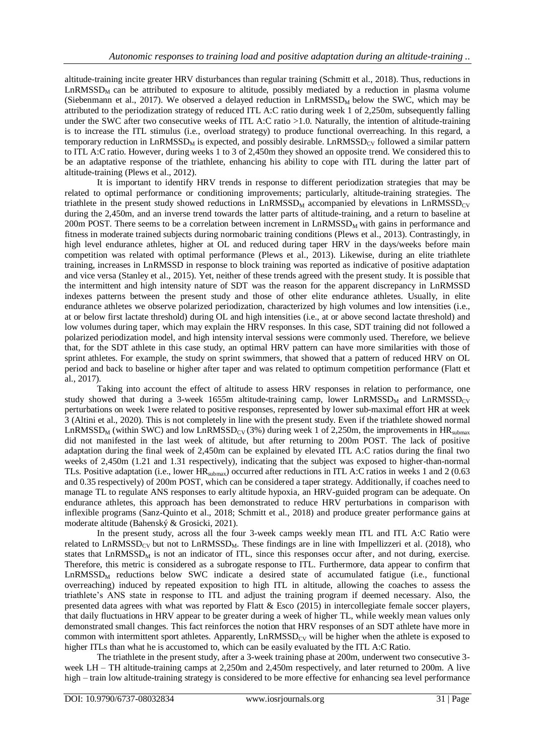altitude-training incite greater HRV disturbances than regular training (Schmitt et al., 2018). Thus, reductions in $LnRMSSD_M$ can be attributed to exposure to altitude, possibly mediated by a reduction in plasma volume (Siebenmann et al., 2017). We observed a delayed reduction in $LnRMSSD_M$ below the SWC, which may be attributed to the periodization strategy of reduced ITL A:C ratio during week 1 of 2,250m, subsequently falling under the SWC after two consecutive weeks of ITL A:C ratio >1.0. Naturally, the intention of altitude-training is to increase the ITL stimulus (i.e., overload strategy) to produce functional overreaching. In this regard, a temporary reduction in $LnRMSSD_M$ is expected, and possibly desirable. $LnRMSSD_{CV}$ followed a similar pattern to ITL A:C ratio. However, during weeks 1 to 3 of 2,450m they showed an opposite trend. We considered this to be an adaptative response of the triathlete, enhancing his ability to cope with ITL during the latter part of altitude-training (Plews et al., 2012).

It is important to identify HRV trends in response to different periodization strategies that may be related to optimal performance or conditioning improvements; particularly, altitude-training strategies. The triathlete in the present study showed reductions in $LnRMSSD_M$ accompanied by elevations in $LnRMSSD_{CV}$ during the 2,450m, and an inverse trend towards the latter parts of altitude-training, and a return to baseline at 200m POST. There seems to be a correlation between increment in $LnRMSSD_M$ with gains in performance and fitness in moderate trained subjects during normobaric training conditions (Plews et al., 2013). Contrastingly, in high level endurance athletes, higher at OL and reduced during taper HRV in the days/weeks before main competition was related with optimal performance (Plews et al., 2013). Likewise, during an elite triathlete training, increases in LnRMSSD in response to block training was reported as indicative of positive adaptation and vice versa (Stanley et al., 2015). Yet, neither of these trends agreed with the present study. It is possible that the intermittent and high intensity nature of SDT was the reason for the apparent discrepancy in LnRMSSD indexes patterns between the present study and those of other elite endurance athletes. Usually, in elite endurance athletes we observe polarized periodization, characterized by high volumes and low intensities (i.e., at or below first lactate threshold) during OL and high intensities (i.e., at or above second lactate threshold) and low volumes during taper, which may explain the HRV responses. In this case, SDT training did not followed a polarized periodization model, and high intensity interval sessions were commonly used. Therefore, we believe that, for the SDT athlete in this case study, an optimal HRV pattern can have more similarities with those of sprint athletes. For example, the study on sprint swimmers, that showed that a pattern of reduced HRV on OL period and back to baseline or higher after taper and was related to optimum competition performance (Flatt et al., 2017).

Taking into account the effect of altitude to assess HRV responses in relation to performance, one study showed that during a 3-week 1655m altitude-training camp, lower $LnRMSSD_M$ and $LnRMSSD_{CV}$ perturbations on week 1were related to positive responses, represented by lower sub-maximal effort HR at week 3 (Altini et al., 2020). This is not completely in line with the present study. Even if the triathlete showed normal $LnRMSSD_M$ (within SWC) and low $LnRMSSD_{CV}$ (3%) during week 1 of 2,250m, the improvements in $HR_{submax}$ did not manifested in the last week of altitude, but after returning to 200m POST. The lack of positive adaptation during the final week of 2,450m can be explained by elevated ITL A:C ratios during the final two weeks of 2,450m (1.21 and 1.31 respectively), indicating that the subject was exposed to higher-than-normal TLs. Positive adaptation (i.e., lower $HR_{submax}$) occurred after reductions in ITL A:C ratios in weeks 1 and 2 (0.63 and 0.35 respectively) of 200m POST, which can be considered a taper strategy. Additionally, if coaches need to manage TL to regulate ANS responses to early altitude hypoxia, an HRV-guided program can be adequate. On endurance athletes, this approach has been demonstrated to reduce HRV perturbations in comparison with inflexible programs (Sanz-Quinto et al., 2018; Schmitt et al., 2018) and produce greater performance gains at moderate altitude (Bahenský & Grosicki, 2021).

In the present study, across all the four 3-week camps weekly mean ITL and ITL A:C Ratio were related to $LnRMSSD_{CV}$ but not to $LnRMSSD_M$. These findings are in line with Impellizzeri et al. (2018), who states that $LnRMSSD_M$ is not an indicator of ITL, since this responses occur after, and not during, exercise. Therefore, this metric is considered as a subrogate response to ITL. Furthermore, data appear to confirm that $LnRMSSD_M$ reductions below SWC indicate a desired state of accumulated fatigue (i.e., functional overreaching) induced by repeated exposition to high ITL in altitude, allowing the coaches to assess the triathlete's ANS state in response to ITL and adjust the training program if deemed necessary. Also, the presented data agrees with what was reported by Flatt & Esco (2015) in intercollegiate female soccer players, that daily fluctuations in HRV appear to be greater during a week of higher TL, while weekly mean values only demonstrated small changes. This fact reinforces the notion that HRV responses of an SDT athlete have more in common with intermittent sport athletes. Apparently, $LnRMSSD_{CV}$ will be higher when the athlete is exposed to higher ITLs than what he is accustomed to, which can be easily evaluated by the ITL A:C Ratio.

The triathlete in the present study, after a 3-week training phase at 200m, underwent two consecutive 3-week LH – TH altitude-training camps at 2,250m and 2,450m respectively, and later returned to 200m. A live high – train low altitude-training strategy is considered to be more effective for enhancing sea level performance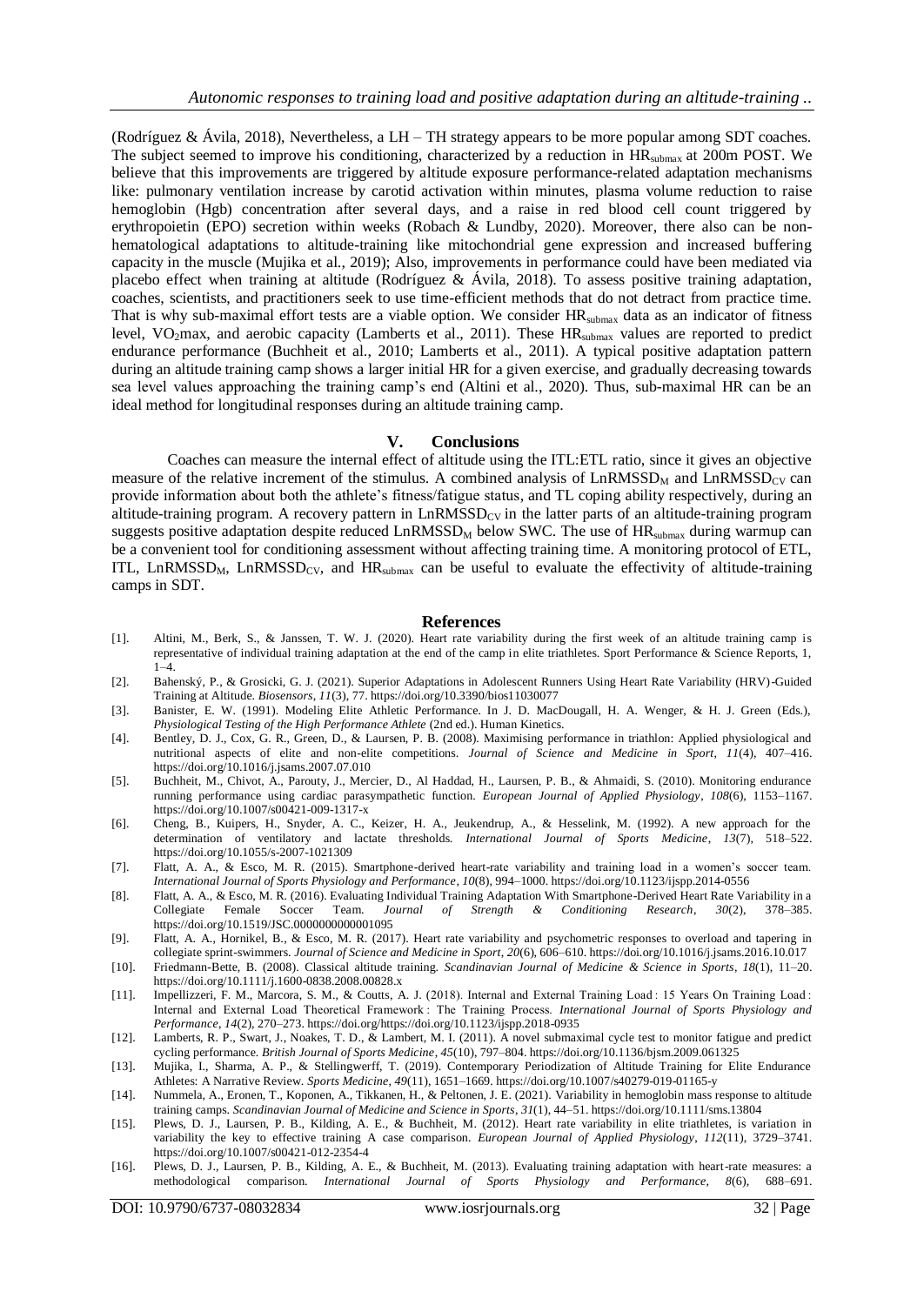(Rodríguez & Ávila, 2018), Nevertheless, a LH – TH strategy appears to be more popular among SDT coaches. The subject seemed to improve his conditioning, characterized by a reduction in $HR_{submax}$ at 200m POST. We believe that this improvements are triggered by altitude exposure performance-related adaptation mechanisms like: pulmonary ventilation increase by carotid activation within minutes, plasma volume reduction to raise hemoglobin (Hgb) concentration after several days, and a raise in red blood cell count triggered by erythropoietin (EPO) secretion within weeks (Robach & Lundby, 2020). Moreover, there also can be non-hematological adaptations to altitude-training like mitochondrial gene expression and increased buffering capacity in the muscle (Mujika et al., 2019); Also, improvements in performance could have been mediated via placebo effect when training at altitude (Rodríguez & Ávila, 2018). To assess positive training adaptation, coaches, scientists, and practitioners seek to use time-efficient methods that do not detract from practice time. That is why sub-maximal effort tests are a viable option. We consider $HR_{submax}$ data as an indicator of fitness level, $VO_2max$, and aerobic capacity (Lamberts et al., 2011). These $HR_{submax}$ values are reported to predict endurance performance (Buchheit et al., 2010; Lamberts et al., 2011). A typical positive adaptation pattern during an altitude training camp shows a larger initial HR for a given exercise, and gradually decreasing towards sea level values approaching the training camp's end (Altini et al., 2020). Thus, sub-maximal HR can be an ideal method for longitudinal responses during an altitude training camp.

## V. Conclusions

Coaches can measure the internal effect of altitude using the ITL:ETL ratio, since it gives an objective measure of the relative increment of the stimulus. A combined analysis of $LnRMSSD_M$ and $LnRMSSD_{CV}$ can provide information about both the athlete's fitness/fatigue status, and TL coping ability respectively, during an altitude-training program. A recovery pattern in $LnRMSSD_{CV}$ in the latter parts of an altitude-training program suggests positive adaptation despite reduced $LnRMSSD_M$ below SWC. The use of $HR_{submax}$ during warmup can be a convenient tool for conditioning assessment without affecting training time. A monitoring protocol of ETL, ITL, $LnRMSSD_M$, $LnRMSSD_{CV}$, and $HR_{submax}$ can be useful to evaluate the effectivity of altitude-training camps in SDT.

## References

[1]. Altini, M., Berk, S., & Janssen, T. W. J. (2020). Heart rate variability during the first week of an altitude training camp is representative of individual training adaptation at the end of the camp in elite triathletes. Sport Performance & Science Reports, 1, 1–4.

[2]. Bahenský, P., & Grosicki, G. J. (2021). Superior Adaptations in Adolescent Runners Using Heart Rate Variability (HRV)-Guided Training at Altitude. *Biosensors*, *11*(3), 77. https://doi.org/10.3390/bios11030077

[3]. Banister, E. W. (1991). Modeling Elite Athletic Performance. In J. D. MacDougall, H. A. Wenger, & H. J. Green (Eds.), *Physiological Testing of the High Performance Athlete* (2nd ed.). Human Kinetics.

[4]. Bentley, D. J., Cox, G. R., Green, D., & Laursen, P. B. (2008). Maximising performance in triathlon: Applied physiological and nutritional aspects of elite and non-elite competitions. *Journal of Science and Medicine in Sport*, *11*(4), 407–416. https://doi.org/10.1016/j.jsams.2007.07.010

[5]. Buchheit, M., Chivot, A., Parouty, J., Mercier, D., Al Haddad, H., Laursen, P. B., & Ahmaidi, S. (2010). Monitoring endurance running performance using cardiac parasympathetic function. *European Journal of Applied Physiology*, *108*(6), 1153–1167. https://doi.org/10.1007/s00421-009-1317-x

[6]. Cheng, B., Kuipers, H., Snyder, A. C., Keizer, H. A., Jeukendrup, A., & Hesselink, M. (1992). A new approach for the determination of ventilatory and lactate thresholds. *International Journal of Sports Medicine*, *13*(7), 518–522. https://doi.org/10.1055/s-2007-1021309

[7]. Flatt, A. A., & Esco, M. R. (2015). Smartphone-derived heart-rate variability and training load in a women's soccer team. *International Journal of Sports Physiology and Performance*, *10*(8), 994–1000. https://doi.org/10.1123/ijspp.2014-0556

[8]. Flatt, A. A., & Esco, M. R. (2016). Evaluating Individual Training Adaptation With Smartphone-Derived Heart Rate Variability in a Collegiate Female Soccer Team. *Journal of Strength & Conditioning Research*, *30*(2), 378–385. https://doi.org/10.1519/JSC.0000000000001095

[9]. Flatt, A. A., Hornikel, B., & Esco, M. R. (2017). Heart rate variability and psychometric responses to overload and tapering in collegiate sprint-swimmers. *Journal of Science and Medicine in Sport*, *20*(6), 606–610. https://doi.org/10.1016/j.jsams.2016.10.017

[10]. Friedmann-Bette, B. (2008). Classical altitude training. *Scandinavian Journal of Medicine & Science in Sports*, *18*(1), 11–20. https://doi.org/10.1111/j.1600-0838.2008.00828.x

[11]. Impellizzeri, F. M., Marcora, S. M., & Coutts, A. J. (2018). Internal and External Training Load : 15 Years On Training Load : Internal and External Load Theoretical Framework : The Training Process. *International Journal of Sports Physiology and Performance*, *14*(2), 270–273. https://doi.org/https://doi.org/10.1123/ijspp.2018-0935

[12]. Lamberts, R. P., Swart, J., Noakes, T. D., & Lambert, M. I. (2011). A novel submaximal cycle test to monitor fatigue and predict cycling performance. *British Journal of Sports Medicine*, *45*(10), 797–804. https://doi.org/10.1136/bjsm.2009.061325

[13]. Mujika, I., Sharma, A. P., & Stellingwerff, T. (2019). Contemporary Periodization of Altitude Training for Elite Endurance Athletes: A Narrative Review. *Sports Medicine*, *49*(11), 1651–1669. https://doi.org/10.1007/s40279-019-01165-y

[14]. Nummela, A., Eronen, T., Koponen, A., Tikkanen, H., & Peltonen, J. E. (2021). Variability in hemoglobin mass response to altitude training camps. *Scandinavian Journal of Medicine and Science in Sports*, *31*(1), 44–51. https://doi.org/10.1111/sms.13804

[15]. Plews, D. J., Laursen, P. B., Kilding, A. E., & Buchheit, M. (2012). Heart rate variability in elite triathletes, is variation in variability the key to effective training A case comparison. *European Journal of Applied Physiology*, *112*(11), 3729–3741. https://doi.org/10.1007/s00421-012-2354-4

[16]. Plews, D. J., Laursen, P. B., Kilding, A. E., & Buchheit, M. (2013). Evaluating training adaptation with heart-rate measures: a methodological comparison. *International Journal of Sports Physiology and Performance*, *8*(6), 688–691.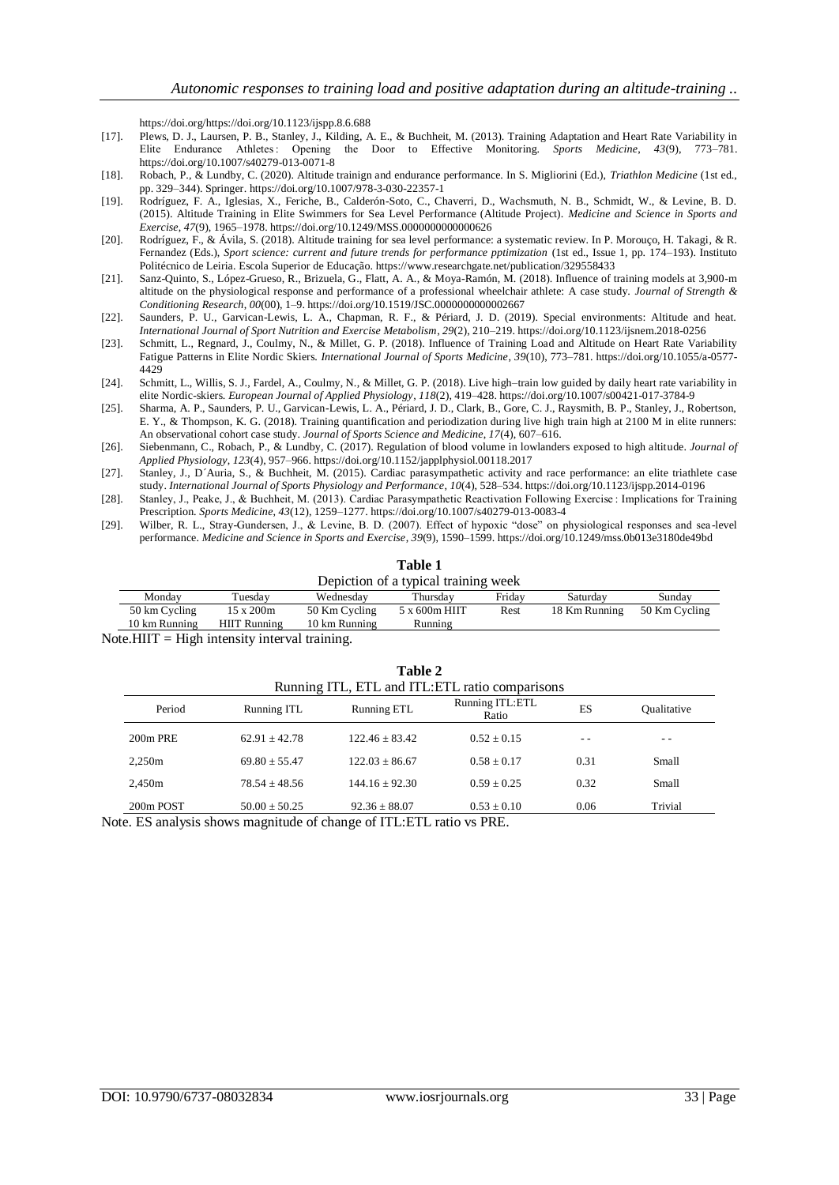https://doi.org/https://doi.org/10.1123/ijspp.8.6.688

[17]. Plews, D. J., Laursen, P. B., Stanley, J., Kilding, A. E., & Buchheit, M. (2013). Training Adaptation and Heart Rate Variability in Elite Endurance Athletes: Opening the Door to Effective Monitoring. *Sports Medicine*, *43*(9), 773–781. https://doi.org/10.1007/s40279-013-0071-8

[18]. Robach, P., & Lundby, C. (2020). Altitude trainign and endurance performance. In S. Migliorini (Ed.), *Triathlon Medicine* (1st ed., pp. 329–344). Springer. https://doi.org/10.1007/978-3-030-22357-1

[19]. Rodríguez, F. A., Iglesias, X., Feriche, B., Calderón-Soto, C., Chaverri, D., Wachsmuth, N. B., Schmidt, W., & Levine, B. D. (2015). Altitude Training in Elite Swimmers for Sea Level Performance (Altitude Project). *Medicine and Science in Sports and Exercise*, *47*(9), 1965–1978. https://doi.org/10.1249/MSS.0000000000000626

[20]. Rodríguez, F., & Ávila, S. (2018). Altitude training for sea level performance: a systematic review. In P. Morouço, H. Takagi, & R. Fernandez (Eds.), *Sport science: current and future trends for performance pptimization* (1st ed., Issue 1, pp. 174–193). Instituto Politécnico de Leiria. Escola Superior de Educação. https://www.researchgate.net/publication/329558433

[21]. Sanz-Quinto, S., López-Grueso, R., Brizuela, G., Flatt, A. A., & Moya-Ramón, M. (2018). Influence of training models at 3,900-m altitude on the physiological response and performance of a professional wheelchair athlete: A case study. *Journal of Strength & Conditioning Research*, *00*(00), 1–9. https://doi.org/10.1519/JSC.0000000000002667

[22]. Saunders, P. U., Garvican-Lewis, L. A., Chapman, R. F., & Périard, J. D. (2019). Special environments: Altitude and heat. *International Journal of Sport Nutrition and Exercise Metabolism*, *29*(2), 210–219. https://doi.org/10.1123/ijsnem.2018-0256

[23]. Schmitt, L., Regnard, J., Coulmy, N., & Millet, G. P. (2018). Influence of Training Load and Altitude on Heart Rate Variability Fatigue Patterns in Elite Nordic Skiers. *International Journal of Sports Medicine*, *39*(10), 773–781. https://doi.org/10.1055/a-0577-4429

[24]. Schmitt, L., Willis, S. J., Fardel, A., Coulmy, N., & Millet, G. P. (2018). Live high–train low guided by daily heart rate variability in elite Nordic-skiers. *European Journal of Applied Physiology*, *118*(2), 419–428. https://doi.org/10.1007/s00421-017-3784-9

[25]. Sharma, A. P., Saunders, P. U., Garvican-Lewis, L. A., Périard, J. D., Clark, B., Gore, C. J., Raysmith, B. P., Stanley, J., Robertson, E. Y., & Thompson, K. G. (2018). Training quantification and periodization during live high train high at 2100 M in elite runners: An observational cohort case study. *Journal of Sports Science and Medicine*, *17*(4), 607–616.

[26]. Siebenmann, C., Robach, P., & Lundby, C. (2017). Regulation of blood volume in lowlanders exposed to high altitude. *Journal of Applied Physiology*, *123*(4), 957–966. https://doi.org/10.1152/japplphysiol.00118.2017

[27]. Stanley, J., D´Auria, S., & Buchheit, M. (2015). Cardiac parasympathetic activity and race performance: an elite triathlete case study. *International Journal of Sports Physiology and Performance*, *10*(4), 528–534. https://doi.org/10.1123/ijspp.2014-0196

[28]. Stanley, J., Peake, J., & Buchheit, M. (2013). Cardiac Parasympathetic Reactivation Following Exercise: Implications for Training Prescription. *Sports Medicine*, *43*(12), 1259–1277. https://doi.org/10.1007/s40279-013-0083-4

[29]. Wilber, R. L., Stray-Gundersen, J., & Levine, B. D. (2007). Effect of hypoxic "dose" on physiological responses and sea-level performance. *Medicine and Science in Sports and Exercise*, *39*(9), 1590–1599. https://doi.org/10.1249/mss.0b013e3180de49bd

**Table 1**
Depiction of a typical training week

| Monday | Tuesday | Wednesday | Thursday | Friday | Saturday | Sunday |
|---|---|---|---|---|---|---|
| 50 km Cycling<br>10 km Running | 15 x 200m<br>HIIT Running | 50 Km Cycling<br>10 km Running | 5 x 600m HIIT<br>Running | Rest | 18 Km Running | 50 Km Cycling |

Note.HIIT = High intensity interval training.

**Table 2**
Running ITL, ETL and ITL:ETL ratio comparisons

| Period | Running ITL | Running ETL | Running ITL:ETL Ratio | ES | Qualitative |
|---|---|---|---|---|---|
| 200m PRE | 62.91 ± 42.78 | 122.46 ± 83.42 | 0.52 ± 0.15 | - - | - - |
| 2,250m | 69.80 ± 55.47 | 122.03 ± 86.67 | 0.58 ± 0.17 | 0.31 | Small |
| 2,450m | 78.54 ± 48.56 | 144.16 ± 92.30 | 0.59 ± 0.25 | 0.32 | Small |
| 200m POST | 50.00 ± 50.25 | 92.36 ± 88.07 | 0.53 ± 0.10 | 0.06 | Trivial |

Note. ES analysis shows magnitude of change of ITL:ETL ratio vs PRE.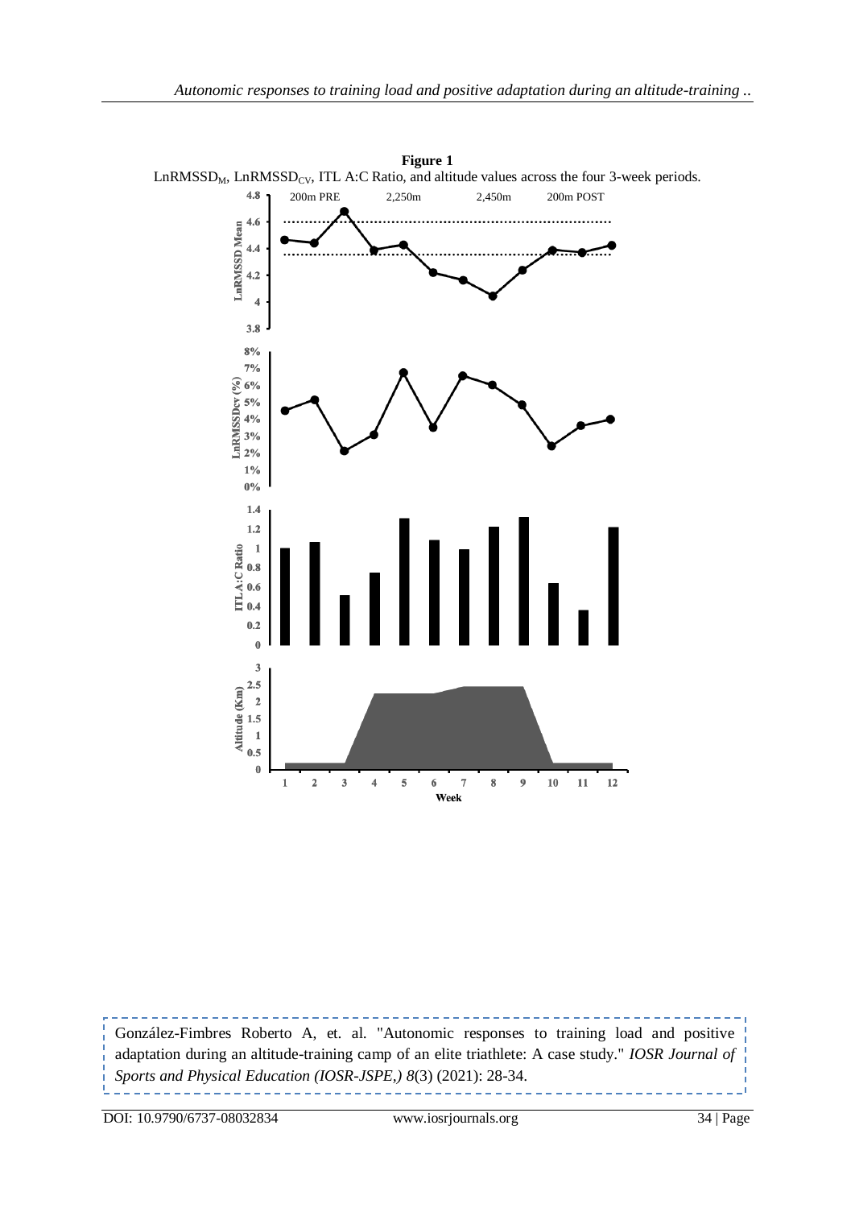**Figure 1**

$LnRMSSD_M$, $LnRMSSD_{CV}$, ITL A:C Ratio, and altitude values across the four 3-week periods.

200m PRE
2,250m
2,450m
200m POST

LnRMSSD Mean
4.8
4.6
4.4
4.2
4
3.8

LnRMSSDcv (%)
8%
7%
6%
5%
4%
3%
2%
1%
0%

ITL A:C Ratio
1.4
1.2
1
0.8
0.6
0.4
0.2
0

Altitude (Km)
3
2.5
2
1.5
1
0.5
0

1 2 3 4 5 6 7 8 9 10 11 12

Week

González-Fimbres Roberto A, et. al. "Autonomic responses to training load and positive adaptation during an altitude-training camp of an elite triathlete: A case study." *IOSR Journal of Sports and Physical Education (IOSR-JSPE,) 8*(3) (2021): 28-34.